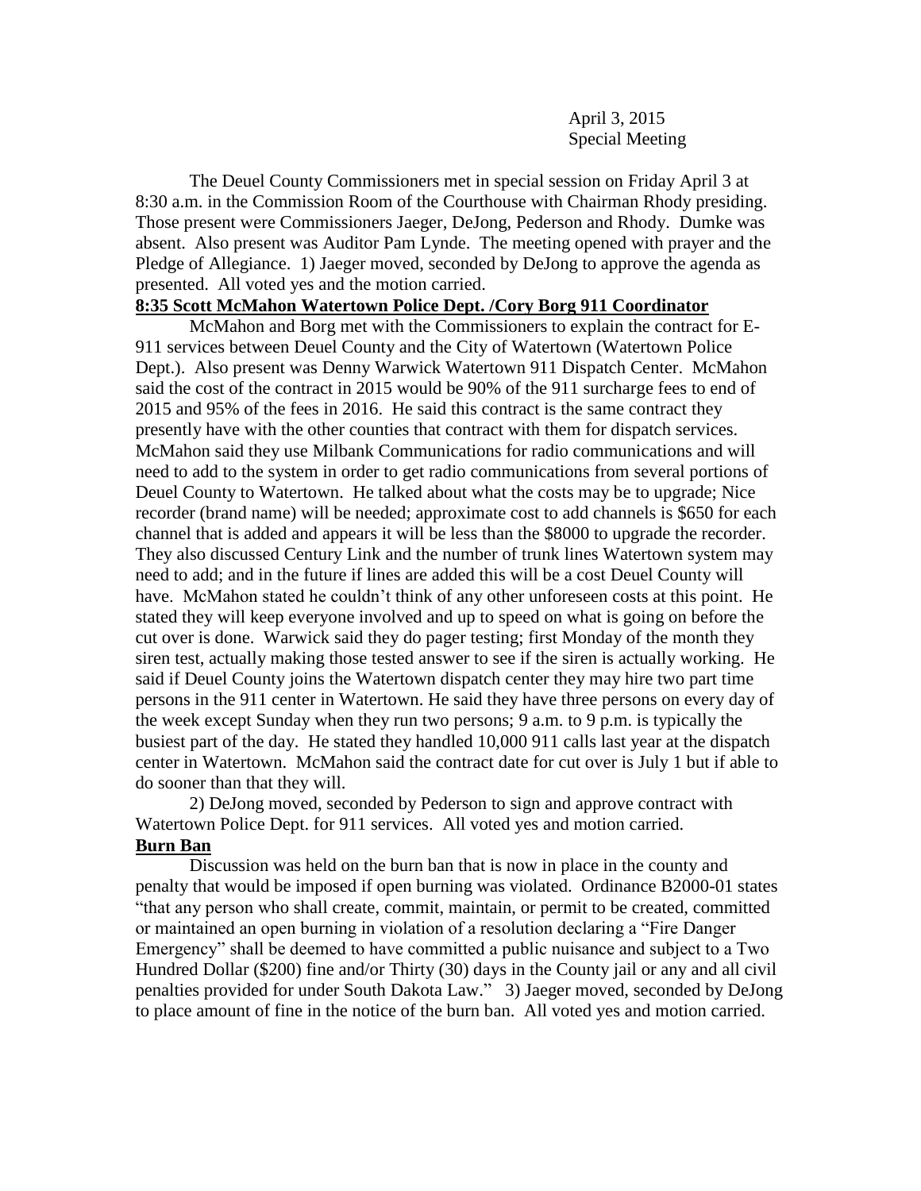April 3, 2015
Special Meeting

The Deuel County Commissioners met in special session on Friday April 3 at 8:30 a.m. in the Commission Room of the Courthouse with Chairman Rhody presiding. Those present were Commissioners Jaeger, DeJong, Pederson and Rhody. Dumke was absent. Also present was Auditor Pam Lynde. The meeting opened with prayer and the Pledge of Allegiance. 1) Jaeger moved, seconded by DeJong to approve the agenda as presented. All voted yes and the motion carried.

**8:35 Scott McMahon Watertown Police Dept. /Cory Borg 911 Coordinator**

McMahon and Borg met with the Commissioners to explain the contract for E-911 services between Deuel County and the City of Watertown (Watertown Police Dept.). Also present was Denny Warwick Watertown 911 Dispatch Center. McMahon said the cost of the contract in 2015 would be 90% of the 911 surcharge fees to end of 2015 and 95% of the fees in 2016. He said this contract is the same contract they presently have with the other counties that contract with them for dispatch services. McMahon said they use Milbank Communications for radio communications and will need to add to the system in order to get radio communications from several portions of Deuel County to Watertown. He talked about what the costs may be to upgrade; Nice recorder (brand name) will be needed; approximate cost to add channels is $650 for each channel that is added and appears it will be less than the $8000 to upgrade the recorder. They also discussed Century Link and the number of trunk lines Watertown system may need to add; and in the future if lines are added this will be a cost Deuel County will have. McMahon stated he couldn't think of any other unforeseen costs at this point. He stated they will keep everyone involved and up to speed on what is going on before the cut over is done. Warwick said they do pager testing; first Monday of the month they siren test, actually making those tested answer to see if the siren is actually working. He said if Deuel County joins the Watertown dispatch center they may hire two part time persons in the 911 center in Watertown. He said they have three persons on every day of the week except Sunday when they run two persons; 9 a.m. to 9 p.m. is typically the busiest part of the day. He stated they handled 10,000 911 calls last year at the dispatch center in Watertown. McMahon said the contract date for cut over is July 1 but if able to do sooner than that they will.

2) DeJong moved, seconded by Pederson to sign and approve contract with Watertown Police Dept. for 911 services. All voted yes and motion carried.

**Burn Ban**

Discussion was held on the burn ban that is now in place in the county and penalty that would be imposed if open burning was violated. Ordinance B2000-01 states "that any person who shall create, commit, maintain, or permit to be created, committed or maintained an open burning in violation of a resolution declaring a "Fire Danger Emergency" shall be deemed to have committed a public nuisance and subject to a Two Hundred Dollar ($200) fine and/or Thirty (30) days in the County jail or any and all civil penalties provided for under South Dakota Law." 3) Jaeger moved, seconded by DeJong to place amount of fine in the notice of the burn ban. All voted yes and motion carried.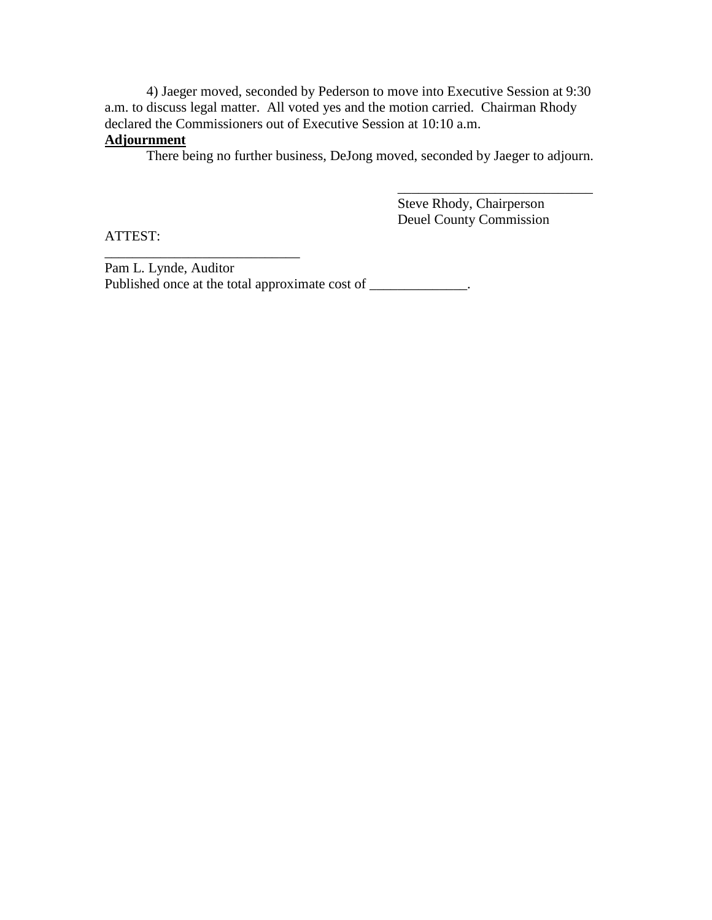4) Jaeger moved, seconded by Pederson to move into Executive Session at 9:30 a.m. to discuss legal matter. All voted yes and the motion carried. Chairman Rhody declared the Commissioners out of Executive Session at 10:10 a.m.

**Adjournment**

There being no further business, DeJong moved, seconded by Jaeger to adjourn.

\_\_\_\_\_\_\_\_\_\_\_\_\_\_\_\_\_\_\_\_\_\_\_\_\_\_\_\_\_\_
Steve Rhody, Chairperson
Deuel County Commission

ATTEST:

\_\_\_\_\_\_\_\_\_\_\_\_\_\_\_\_\_\_\_\_\_\_\_\_\_\_\_\_\_\_
Pam L. Lynde, Auditor
Published once at the total approximate cost of \_\_\_\_\_\_\_\_\_\_\_\_\_\_.